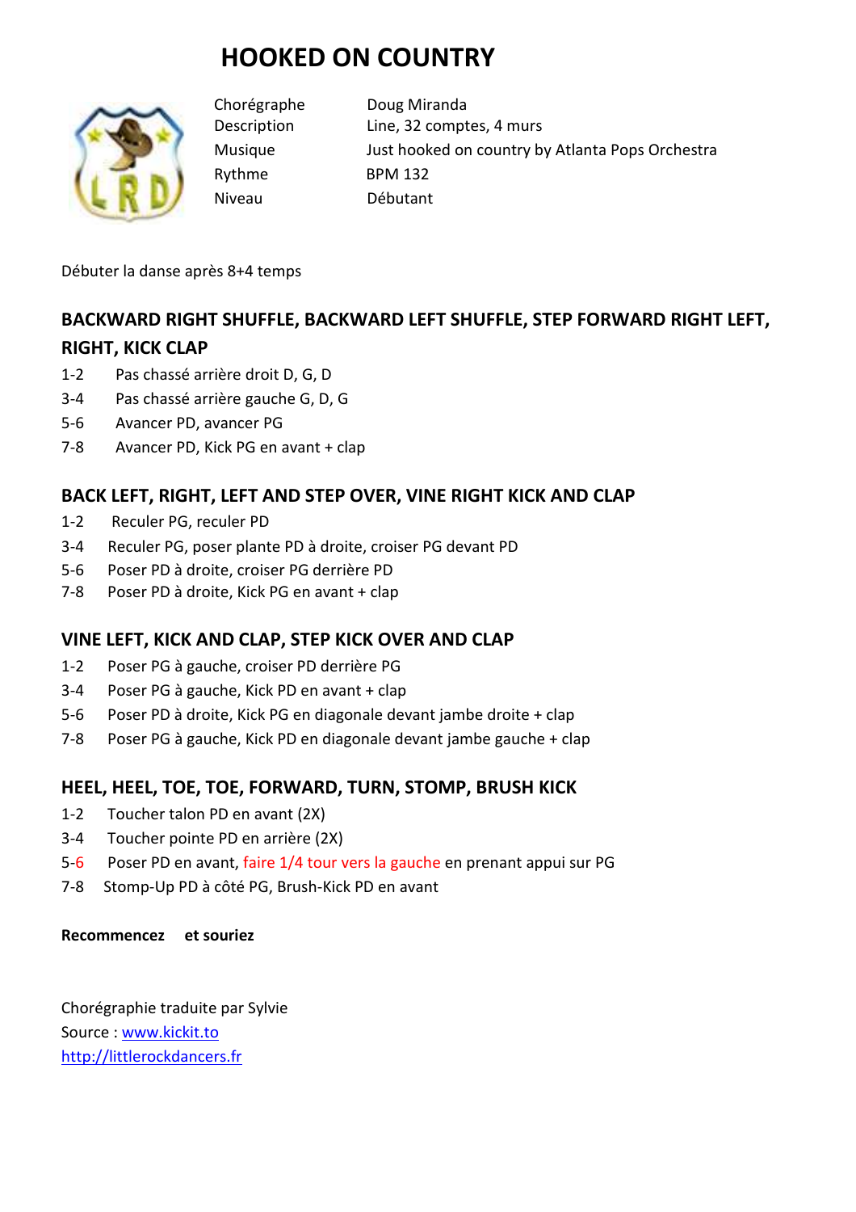# HOOKED ON COUNTRY

| | |
|---|---|
| Chorégraphe | Doug Miranda |
| Description | Line, 32 comptes, 4 murs |
| Musique | Just hooked on country by Atlanta Pops Orchestra |
| Rythme | BPM 132 |
| Niveau | Débutant |

Débuter la danse après 8+4 temps

## BACKWARD RIGHT SHUFFLE, BACKWARD LEFT SHUFFLE, STEP FORWARD RIGHT LEFT, RIGHT, KICK CLAP

1-2 Pas chassé arrière droit D, G, D
3-4 Pas chassé arrière gauche G, D, G
5-6 Avancer PD, avancer PG
7-8 Avancer PD, Kick PG en avant + clap

## BACK LEFT, RIGHT, LEFT AND STEP OVER, VINE RIGHT KICK AND CLAP

1-2 Reculer PG, reculer PD
3-4 Reculer PG, poser plante PD à droite, croiser PG devant PD
5-6 Poser PD à droite, croiser PG derrière PD
7-8 Poser PD à droite, Kick PG en avant + clap

## VINE LEFT, KICK AND CLAP, STEP KICK OVER AND CLAP

1-2 Poser PG à gauche, croiser PD derrière PG
3-4 Poser PG à gauche, Kick PD en avant + clap
5-6 Poser PD à droite, Kick PG en diagonale devant jambe droite + clap
7-8 Poser PG à gauche, Kick PD en diagonale devant jambe gauche + clap

## HEEL, HEEL, TOE, TOE, FORWARD, TURN, STOMP, BRUSH KICK

1-2 Toucher talon PD en avant (2X)
3-4 Toucher pointe PD en arrière (2X)
5-6 Poser PD en avant, faire 1/4 tour vers la gauche en prenant appui sur PG
7-8 Stomp-Up PD à côté PG, Brush-Kick PD en avant

**Recommencez et souriez**

Chorégraphie traduite par Sylvie
Source : www.kickit.to
http://littlerockdancers.fr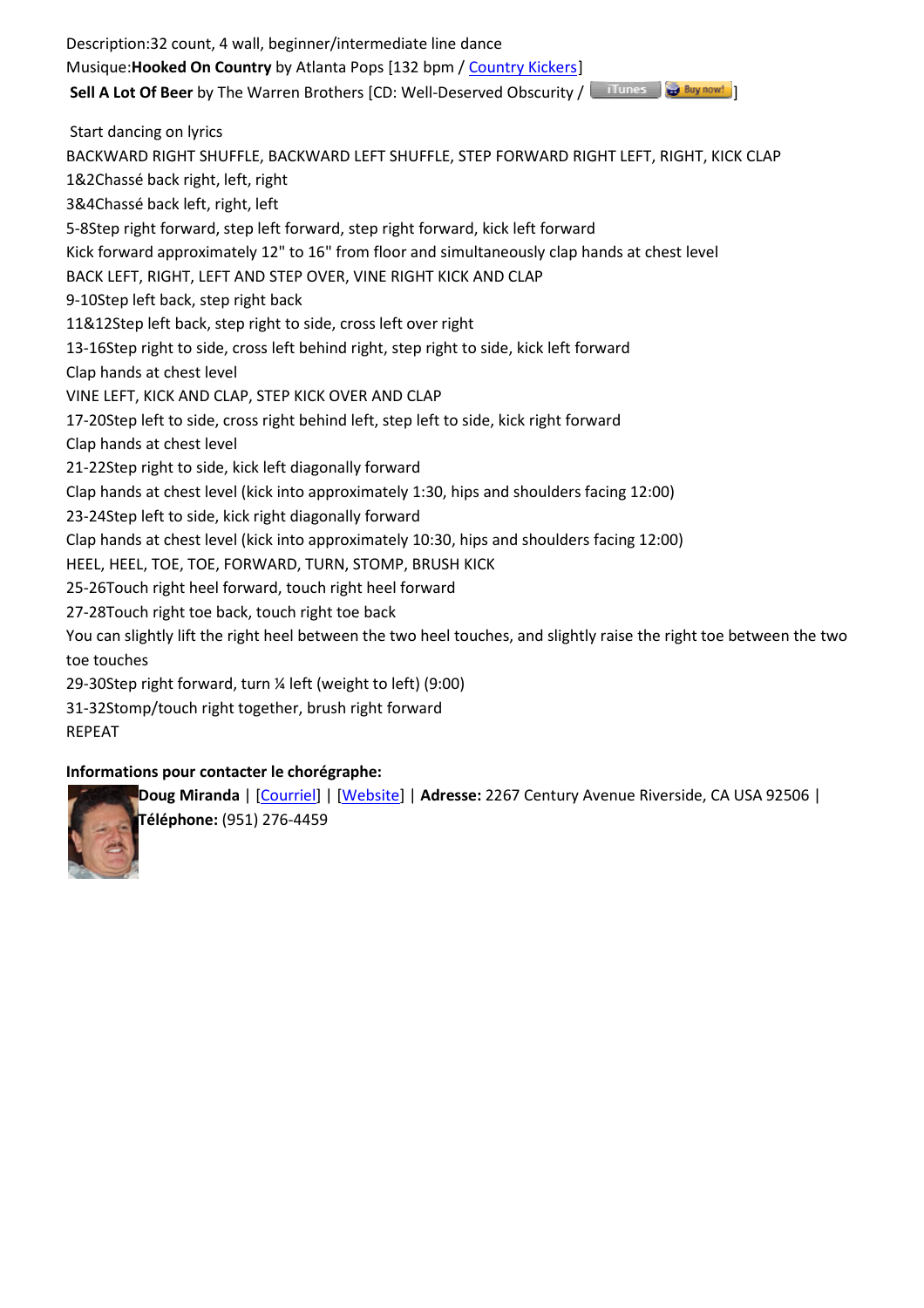Description:32 count, 4 wall, beginner/intermediate line dance

Musique:**Hooked On Country** by Atlanta Pops [132 bpm / Country Kickers]

**Sell A Lot Of Beer** by The Warren Brothers [CD: Well-Deserved Obscurity / ]

Start dancing on lyrics

BACKWARD RIGHT SHUFFLE, BACKWARD LEFT SHUFFLE, STEP FORWARD RIGHT LEFT, RIGHT, KICK CLAP

1&2Chassé back right, left, right

3&4Chassé back left, right, left

5-8Step right forward, step left forward, step right forward, kick left forward

Kick forward approximately 12" to 16" from floor and simultaneously clap hands at chest level

BACK LEFT, RIGHT, LEFT AND STEP OVER, VINE RIGHT KICK AND CLAP

9-10Step left back, step right back

11&12Step left back, step right to side, cross left over right

13-16Step right to side, cross left behind right, step right to side, kick left forward

Clap hands at chest level

VINE LEFT, KICK AND CLAP, STEP KICK OVER AND CLAP

17-20Step left to side, cross right behind left, step left to side, kick right forward

Clap hands at chest level

21-22Step right to side, kick left diagonally forward

Clap hands at chest level (kick into approximately 1:30, hips and shoulders facing 12:00)

23-24Step left to side, kick right diagonally forward

Clap hands at chest level (kick into approximately 10:30, hips and shoulders facing 12:00)

HEEL, HEEL, TOE, TOE, FORWARD, TURN, STOMP, BRUSH KICK

25-26Touch right heel forward, touch right heel forward

27-28Touch right toe back, touch right toe back

You can slightly lift the right heel between the two heel touches, and slightly raise the right toe between the two toe touches

29-30Step right forward, turn ¼ left (weight to left) (9:00)

31-32Stomp/touch right together, brush right forward

REPEAT

**Informations pour contacter le chorégraphe:**

**Doug Miranda** | [Courriel] | [Website] | **Adresse:** 2267 Century Avenue Riverside, CA USA 92506 | **Téléphone:** (951) 276-4459